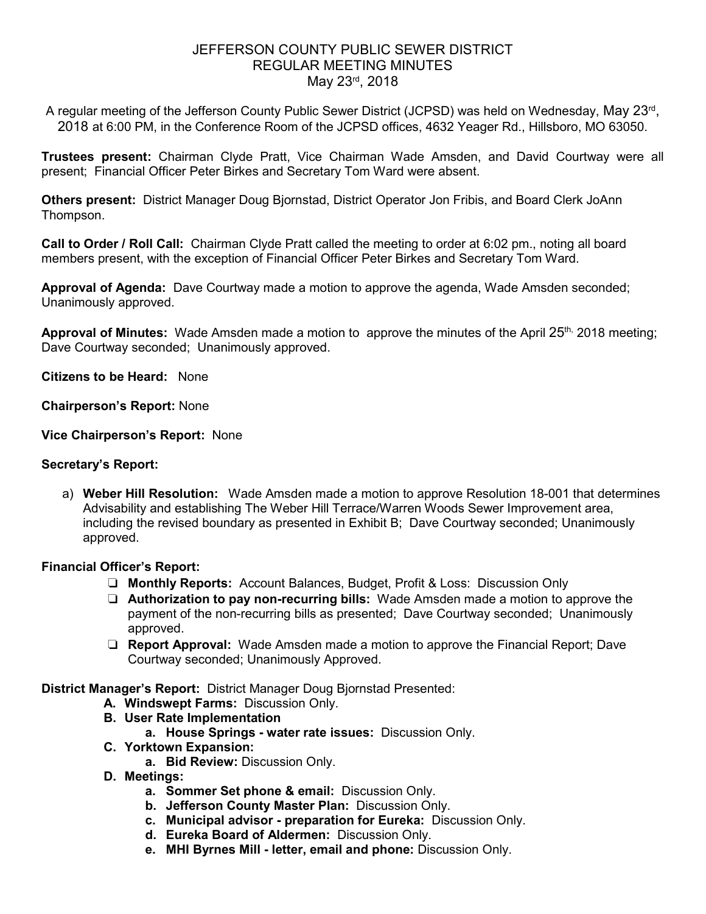# JEFFERSON COUNTY PUBLIC SEWER DISTRICT
## REGULAR MEETING MINUTES
### May 23rd, 2018

A regular meeting of the Jefferson County Public Sewer District (JCPSD) was held on Wednesday, May 23rd, 2018 at 6:00 PM, in the Conference Room of the JCPSD offices, 4632 Yeager Rd., Hillsboro, MO 63050.

**Trustees present:** Chairman Clyde Pratt, Vice Chairman Wade Amsden, and David Courtway were all present; Financial Officer Peter Birkes and Secretary Tom Ward were absent.

**Others present:** District Manager Doug Bjornstad, District Operator Jon Fribis, and Board Clerk JoAnn Thompson.

**Call to Order / Roll Call:** Chairman Clyde Pratt called the meeting to order at 6:02 pm., noting all board members present, with the exception of Financial Officer Peter Birkes and Secretary Tom Ward.

**Approval of Agenda:** Dave Courtway made a motion to approve the agenda, Wade Amsden seconded; Unanimously approved.

**Approval of Minutes:** Wade Amsden made a motion to approve the minutes of the April 25th, 2018 meeting; Dave Courtway seconded; Unanimously approved.

**Citizens to be Heard:** None

**Chairperson's Report:** None

**Vice Chairperson's Report:** None

**Secretary's Report:**

a) **Weber Hill Resolution:** Wade Amsden made a motion to approve Resolution 18-001 that determines Advisability and establishing The Weber Hill Terrace/Warren Woods Sewer Improvement area, including the revised boundary as presented in Exhibit B; Dave Courtway seconded; Unanimously approved.

**Financial Officer's Report:**

- **Monthly Reports:** Account Balances, Budget, Profit & Loss: Discussion Only
- **Authorization to pay non-recurring bills:** Wade Amsden made a motion to approve the payment of the non-recurring bills as presented; Dave Courtway seconded; Unanimously approved.
- **Report Approval:** Wade Amsden made a motion to approve the Financial Report; Dave Courtway seconded; Unanimously Approved.

**District Manager's Report:** District Manager Doug Bjornstad Presented:

- **A. Windswept Farms:** Discussion Only.
- **B. User Rate Implementation**
  - **a. House Springs - water rate issues:** Discussion Only.
- **C. Yorktown Expansion:**
  - **a. Bid Review:** Discussion Only.
- **D. Meetings:**
  - **a. Sommer Set phone & email:** Discussion Only.
  - **b. Jefferson County Master Plan:** Discussion Only.
  - **c. Municipal advisor - preparation for Eureka:** Discussion Only.
  - **d. Eureka Board of Aldermen:** Discussion Only.
  - **e. MHI Byrnes Mill - letter, email and phone:** Discussion Only.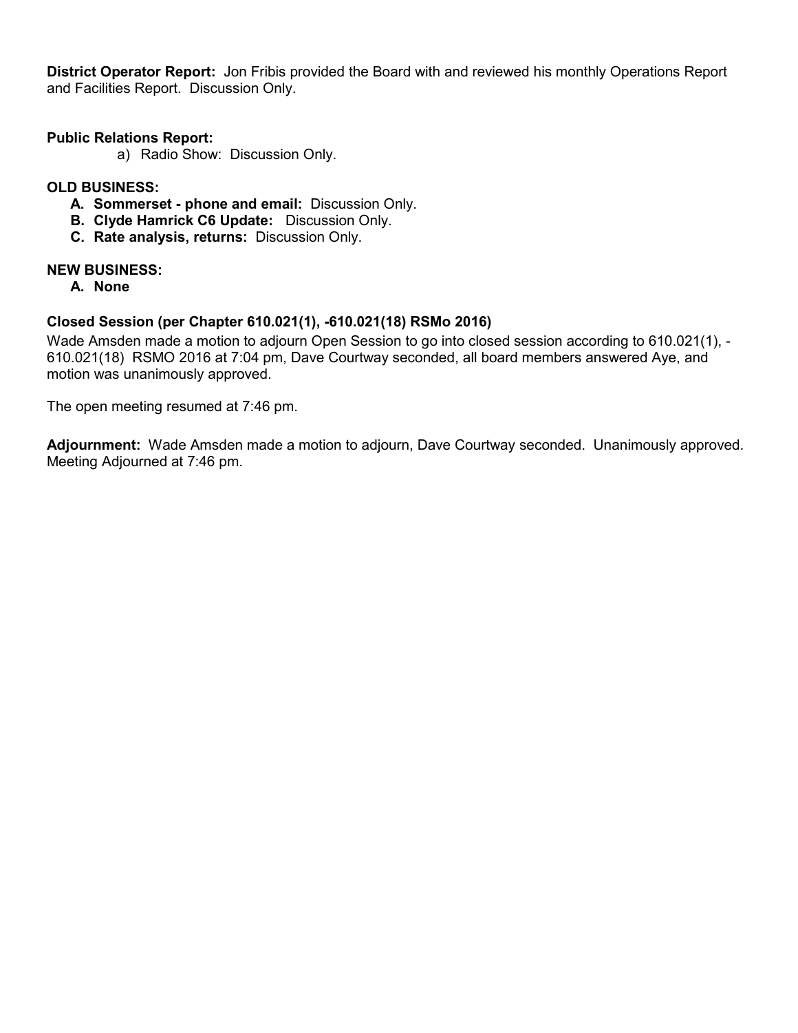**District Operator Report:** Jon Fribis provided the Board with and reviewed his monthly Operations Report and Facilities Report. Discussion Only.

**Public Relations Report:**

a) Radio Show: Discussion Only.

**OLD BUSINESS:**

- **A. Sommerset - phone and email:** Discussion Only.
- **B. Clyde Hamrick C6 Update:** Discussion Only.
- **C. Rate analysis, returns:** Discussion Only.

**NEW BUSINESS:**

- **A. None**

**Closed Session (per Chapter 610.021(1), -610.021(18) RSMo 2016)**

Wade Amsden made a motion to adjourn Open Session to go into closed session according to 610.021(1), -610.021(18) RSMO 2016 at 7:04 pm, Dave Courtway seconded, all board members answered Aye, and motion was unanimously approved.

The open meeting resumed at 7:46 pm.

**Adjournment:** Wade Amsden made a motion to adjourn, Dave Courtway seconded. Unanimously approved. Meeting Adjourned at 7:46 pm.